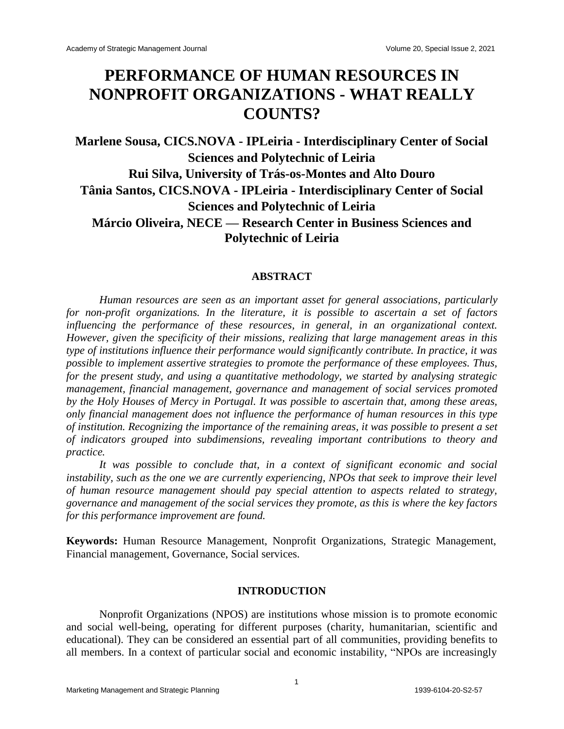# PERFORMANCE OF HUMAN RESOURCES IN NONPROFIT ORGANIZATIONS - WHAT REALLY COUNTS?

**Marlene Sousa, CICS.NOVA - IPLeiria - Interdisciplinary Center of Social Sciences and Polytechnic of Leiria**
**Rui Silva, University of Trás-os-Montes and Alto Douro**
**Tânia Santos, CICS.NOVA - IPLeiria - Interdisciplinary Center of Social Sciences and Polytechnic of Leiria**
**Márcio Oliveira, NECE — Research Center in Business Sciences and Polytechnic of Leiria**

## ABSTRACT

*Human resources are seen as an important asset for general associations, particularly for non-profit organizations. In the literature, it is possible to ascertain a set of factors influencing the performance of these resources, in general, in an organizational context. However, given the specificity of their missions, realizing that large management areas in this type of institutions influence their performance would significantly contribute. In practice, it was possible to implement assertive strategies to promote the performance of these employees. Thus, for the present study, and using a quantitative methodology, we started by analysing strategic management, financial management, governance and management of social services promoted by the Holy Houses of Mercy in Portugal. It was possible to ascertain that, among these areas, only financial management does not influence the performance of human resources in this type of institution. Recognizing the importance of the remaining areas, it was possible to present a set of indicators grouped into subdimensions, revealing important contributions to theory and practice.*

*It was possible to conclude that, in a context of significant economic and social instability, such as the one we are currently experiencing, NPOs that seek to improve their level of human resource management should pay special attention to aspects related to strategy, governance and management of the social services they promote, as this is where the key factors for this performance improvement are found.*

**Keywords:** Human Resource Management, Nonprofit Organizations, Strategic Management, Financial management, Governance, Social services.

## INTRODUCTION

Nonprofit Organizations (NPOS) are institutions whose mission is to promote economic and social well-being, operating for different purposes (charity, humanitarian, scientific and educational). They can be considered an essential part of all communities, providing benefits to all members. In a context of particular social and economic instability, "NPOs are increasingly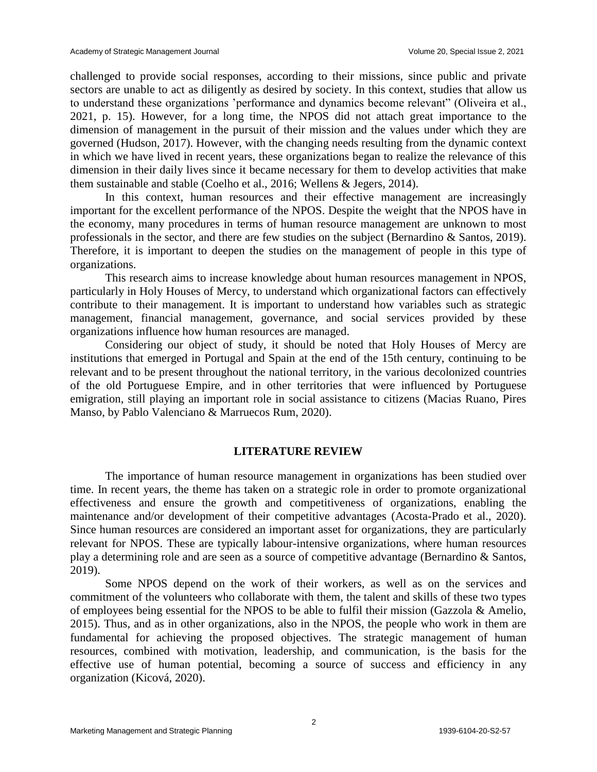challenged to provide social responses, according to their missions, since public and private sectors are unable to act as diligently as desired by society. In this context, studies that allow us to understand these organizations 'performance and dynamics become relevant" (Oliveira et al., 2021, p. 15). However, for a long time, the NPOS did not attach great importance to the dimension of management in the pursuit of their mission and the values under which they are governed (Hudson, 2017). However, with the changing needs resulting from the dynamic context in which we have lived in recent years, these organizations began to realize the relevance of this dimension in their daily lives since it became necessary for them to develop activities that make them sustainable and stable (Coelho et al., 2016; Wellens & Jegers, 2014).

In this context, human resources and their effective management are increasingly important for the excellent performance of the NPOS. Despite the weight that the NPOS have in the economy, many procedures in terms of human resource management are unknown to most professionals in the sector, and there are few studies on the subject (Bernardino & Santos, 2019). Therefore, it is important to deepen the studies on the management of people in this type of organizations.

This research aims to increase knowledge about human resources management in NPOS, particularly in Holy Houses of Mercy, to understand which organizational factors can effectively contribute to their management. It is important to understand how variables such as strategic management, financial management, governance, and social services provided by these organizations influence how human resources are managed.

Considering our object of study, it should be noted that Holy Houses of Mercy are institutions that emerged in Portugal and Spain at the end of the 15th century, continuing to be relevant and to be present throughout the national territory, in the various decolonized countries of the old Portuguese Empire, and in other territories that were influenced by Portuguese emigration, still playing an important role in social assistance to citizens (Macias Ruano, Pires Manso, by Pablo Valenciano & Marruecos Rum, 2020).

## LITERATURE REVIEW

The importance of human resource management in organizations has been studied over time. In recent years, the theme has taken on a strategic role in order to promote organizational effectiveness and ensure the growth and competitiveness of organizations, enabling the maintenance and/or development of their competitive advantages (Acosta-Prado et al., 2020). Since human resources are considered an important asset for organizations, they are particularly relevant for NPOS. These are typically labour-intensive organizations, where human resources play a determining role and are seen as a source of competitive advantage (Bernardino & Santos, 2019).

Some NPOS depend on the work of their workers, as well as on the services and commitment of the volunteers who collaborate with them, the talent and skills of these two types of employees being essential for the NPOS to be able to fulfil their mission (Gazzola & Amelio, 2015). Thus, and as in other organizations, also in the NPOS, the people who work in them are fundamental for achieving the proposed objectives. The strategic management of human resources, combined with motivation, leadership, and communication, is the basis for the effective use of human potential, becoming a source of success and efficiency in any organization (Kicová, 2020).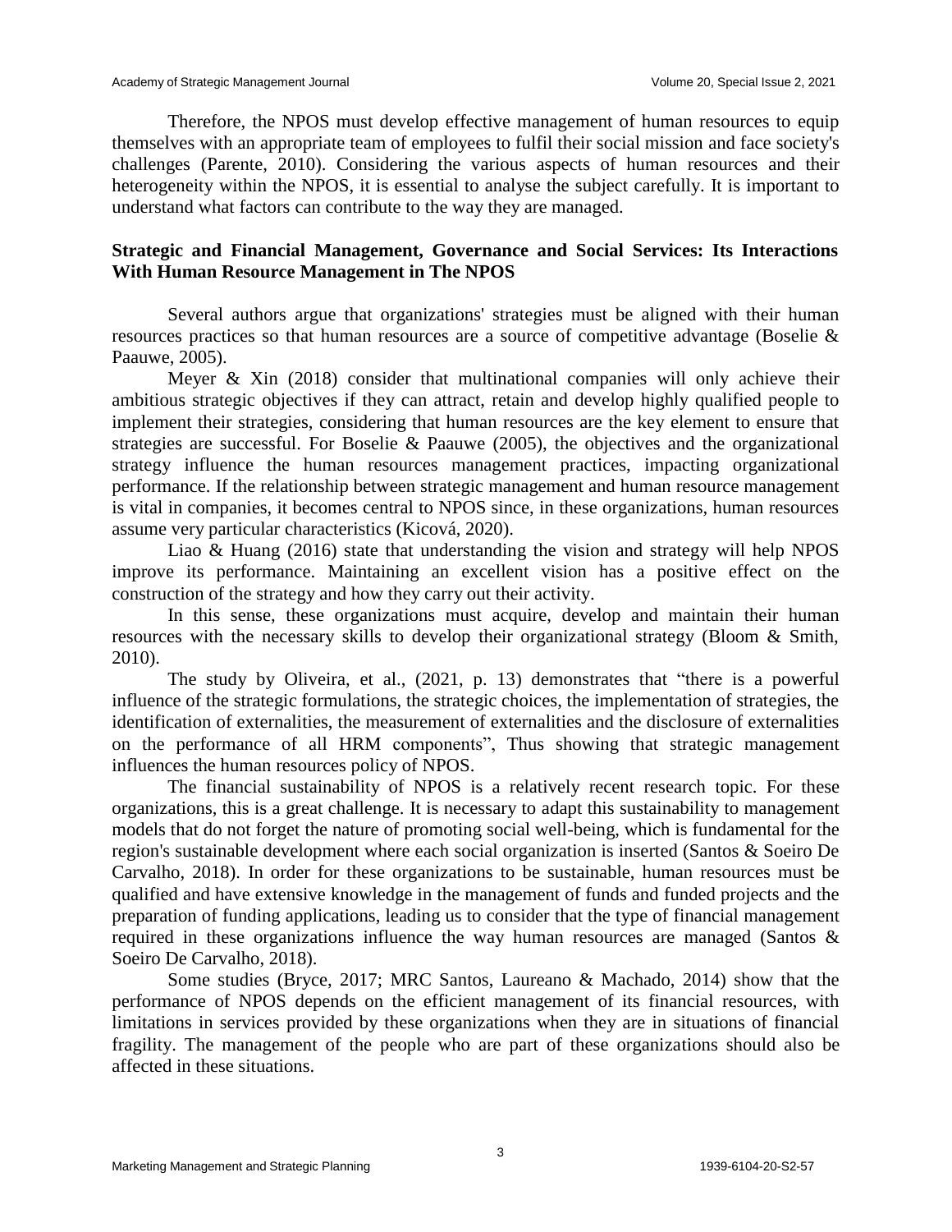Therefore, the NPOS must develop effective management of human resources to equip themselves with an appropriate team of employees to fulfil their social mission and face society's challenges (Parente, 2010). Considering the various aspects of human resources and their heterogeneity within the NPOS, it is essential to analyse the subject carefully. It is important to understand what factors can contribute to the way they are managed.

### Strategic and Financial Management, Governance and Social Services: Its Interactions With Human Resource Management in The NPOS

Several authors argue that organizations' strategies must be aligned with their human resources practices so that human resources are a source of competitive advantage (Boselie & Paauwe, 2005).

Meyer & Xin (2018) consider that multinational companies will only achieve their ambitious strategic objectives if they can attract, retain and develop highly qualified people to implement their strategies, considering that human resources are the key element to ensure that strategies are successful. For Boselie & Paauwe (2005), the objectives and the organizational strategy influence the human resources management practices, impacting organizational performance. If the relationship between strategic management and human resource management is vital in companies, it becomes central to NPOS since, in these organizations, human resources assume very particular characteristics (Kicová, 2020).

Liao & Huang (2016) state that understanding the vision and strategy will help NPOS improve its performance. Maintaining an excellent vision has a positive effect on the construction of the strategy and how they carry out their activity.

In this sense, these organizations must acquire, develop and maintain their human resources with the necessary skills to develop their organizational strategy (Bloom & Smith, 2010).

The study by Oliveira, et al., (2021, p. 13) demonstrates that "there is a powerful influence of the strategic formulations, the strategic choices, the implementation of strategies, the identification of externalities, the measurement of externalities and the disclosure of externalities on the performance of all HRM components", Thus showing that strategic management influences the human resources policy of NPOS.

The financial sustainability of NPOS is a relatively recent research topic. For these organizations, this is a great challenge. It is necessary to adapt this sustainability to management models that do not forget the nature of promoting social well-being, which is fundamental for the region's sustainable development where each social organization is inserted (Santos & Soeiro De Carvalho, 2018). In order for these organizations to be sustainable, human resources must be qualified and have extensive knowledge in the management of funds and funded projects and the preparation of funding applications, leading us to consider that the type of financial management required in these organizations influence the way human resources are managed (Santos & Soeiro De Carvalho, 2018).

Some studies (Bryce, 2017; MRC Santos, Laureano & Machado, 2014) show that the performance of NPOS depends on the efficient management of its financial resources, with limitations in services provided by these organizations when they are in situations of financial fragility. The management of the people who are part of these organizations should also be affected in these situations.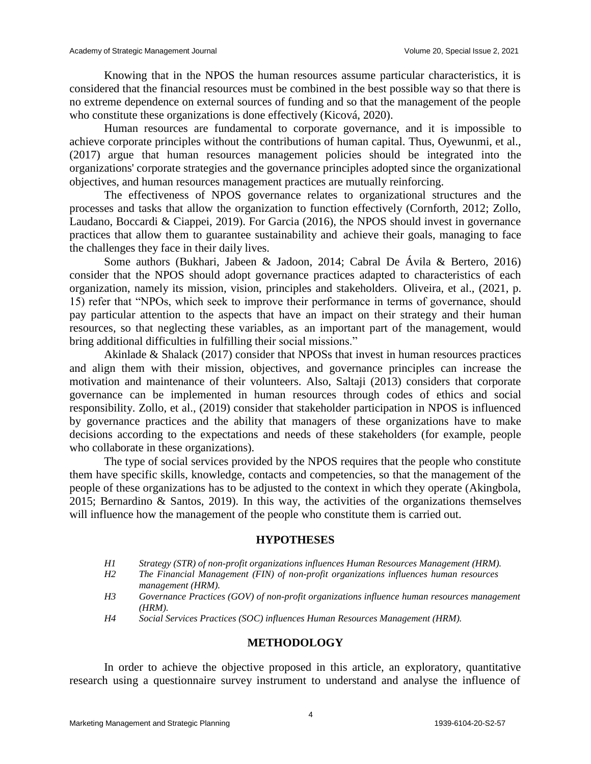Knowing that in the NPOS the human resources assume particular characteristics, it is considered that the financial resources must be combined in the best possible way so that there is no extreme dependence on external sources of funding and so that the management of the people who constitute these organizations is done effectively (Kicová, 2020).

Human resources are fundamental to corporate governance, and it is impossible to achieve corporate principles without the contributions of human capital. Thus, Oyewunmi, et al., (2017) argue that human resources management policies should be integrated into the organizations' corporate strategies and the governance principles adopted since the organizational objectives, and human resources management practices are mutually reinforcing.

The effectiveness of NPOS governance relates to organizational structures and the processes and tasks that allow the organization to function effectively (Cornforth, 2012; Zollo, Laudano, Boccardi & Ciappei, 2019). For Garcia (2016), the NPOS should invest in governance practices that allow them to guarantee sustainability and achieve their goals, managing to face the challenges they face in their daily lives.

Some authors (Bukhari, Jabeen & Jadoon, 2014; Cabral De Ávila & Bertero, 2016) consider that the NPOS should adopt governance practices adapted to characteristics of each organization, namely its mission, vision, principles and stakeholders. Oliveira, et al., (2021, p. 15) refer that "NPOs, which seek to improve their performance in terms of governance, should pay particular attention to the aspects that have an impact on their strategy and their human resources, so that neglecting these variables, as an important part of the management, would bring additional difficulties in fulfilling their social missions."

Akinlade & Shalack (2017) consider that NPOSs that invest in human resources practices and align them with their mission, objectives, and governance principles can increase the motivation and maintenance of their volunteers. Also, Saltaji (2013) considers that corporate governance can be implemented in human resources through codes of ethics and social responsibility. Zollo, et al., (2019) consider that stakeholder participation in NPOS is influenced by governance practices and the ability that managers of these organizations have to make decisions according to the expectations and needs of these stakeholders (for example, people who collaborate in these organizations).

The type of social services provided by the NPOS requires that the people who constitute them have specific skills, knowledge, contacts and competencies, so that the management of the people of these organizations has to be adjusted to the context in which they operate (Akingbola, 2015; Bernardino & Santos, 2019). In this way, the activities of the organizations themselves will influence how the management of the people who constitute them is carried out.

## HYPOTHESES

- *H1 Strategy (STR) of non-profit organizations influences Human Resources Management (HRM).*
- *H2 The Financial Management (FIN) of non-profit organizations influences human resources management (HRM).*
- *H3 Governance Practices (GOV) of non-profit organizations influence human resources management (HRM).*
- *H4 Social Services Practices (SOC) influences Human Resources Management (HRM).*

## METHODOLOGY

In order to achieve the objective proposed in this article, an exploratory, quantitative research using a questionnaire survey instrument to understand and analyse the influence of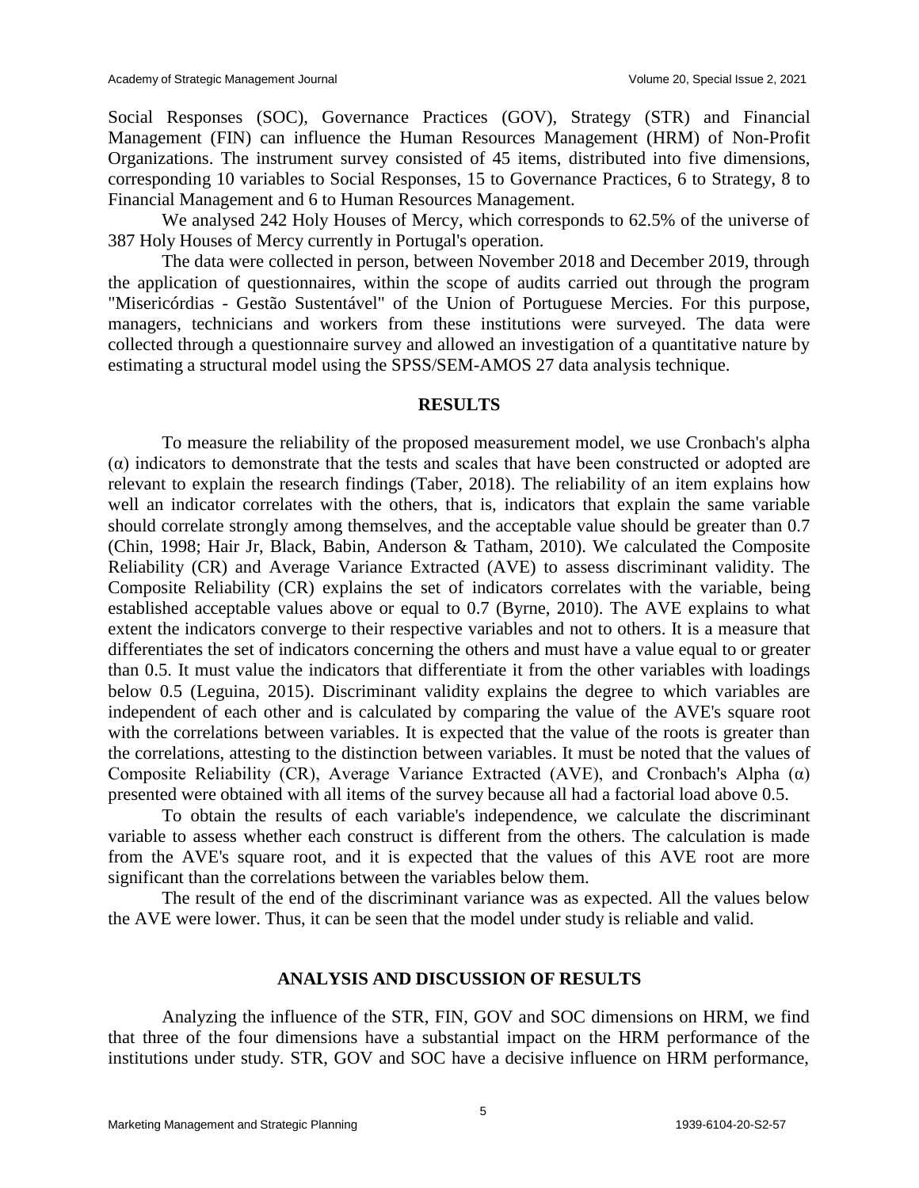Social Responses (SOC), Governance Practices (GOV), Strategy (STR) and Financial Management (FIN) can influence the Human Resources Management (HRM) of Non-Profit Organizations. The instrument survey consisted of 45 items, distributed into five dimensions, corresponding 10 variables to Social Responses, 15 to Governance Practices, 6 to Strategy, 8 to Financial Management and 6 to Human Resources Management.

We analysed 242 Holy Houses of Mercy, which corresponds to 62.5% of the universe of 387 Holy Houses of Mercy currently in Portugal's operation.

The data were collected in person, between November 2018 and December 2019, through the application of questionnaires, within the scope of audits carried out through the program "Misericórdias - Gestão Sustentável" of the Union of Portuguese Mercies. For this purpose, managers, technicians and workers from these institutions were surveyed. The data were collected through a questionnaire survey and allowed an investigation of a quantitative nature by estimating a structural model using the SPSS/SEM-AMOS 27 data analysis technique.

## RESULTS

To measure the reliability of the proposed measurement model, we use Cronbach's alpha (α) indicators to demonstrate that the tests and scales that have been constructed or adopted are relevant to explain the research findings (Taber, 2018). The reliability of an item explains how well an indicator correlates with the others, that is, indicators that explain the same variable should correlate strongly among themselves, and the acceptable value should be greater than 0.7 (Chin, 1998; Hair Jr, Black, Babin, Anderson & Tatham, 2010). We calculated the Composite Reliability (CR) and Average Variance Extracted (AVE) to assess discriminant validity. The Composite Reliability (CR) explains the set of indicators correlates with the variable, being established acceptable values above or equal to 0.7 (Byrne, 2010). The AVE explains to what extent the indicators converge to their respective variables and not to others. It is a measure that differentiates the set of indicators concerning the others and must have a value equal to or greater than 0.5. It must value the indicators that differentiate it from the other variables with loadings below 0.5 (Leguina, 2015). Discriminant validity explains the degree to which variables are independent of each other and is calculated by comparing the value of the AVE's square root with the correlations between variables. It is expected that the value of the roots is greater than the correlations, attesting to the distinction between variables. It must be noted that the values of Composite Reliability (CR), Average Variance Extracted (AVE), and Cronbach's Alpha (α) presented were obtained with all items of the survey because all had a factorial load above 0.5.

To obtain the results of each variable's independence, we calculate the discriminant variable to assess whether each construct is different from the others. The calculation is made from the AVE's square root, and it is expected that the values of this AVE root are more significant than the correlations between the variables below them.

The result of the end of the discriminant variance was as expected. All the values below the AVE were lower. Thus, it can be seen that the model under study is reliable and valid.

## ANALYSIS AND DISCUSSION OF RESULTS

Analyzing the influence of the STR, FIN, GOV and SOC dimensions on HRM, we find that three of the four dimensions have a substantial impact on the HRM performance of the institutions under study. STR, GOV and SOC have a decisive influence on HRM performance,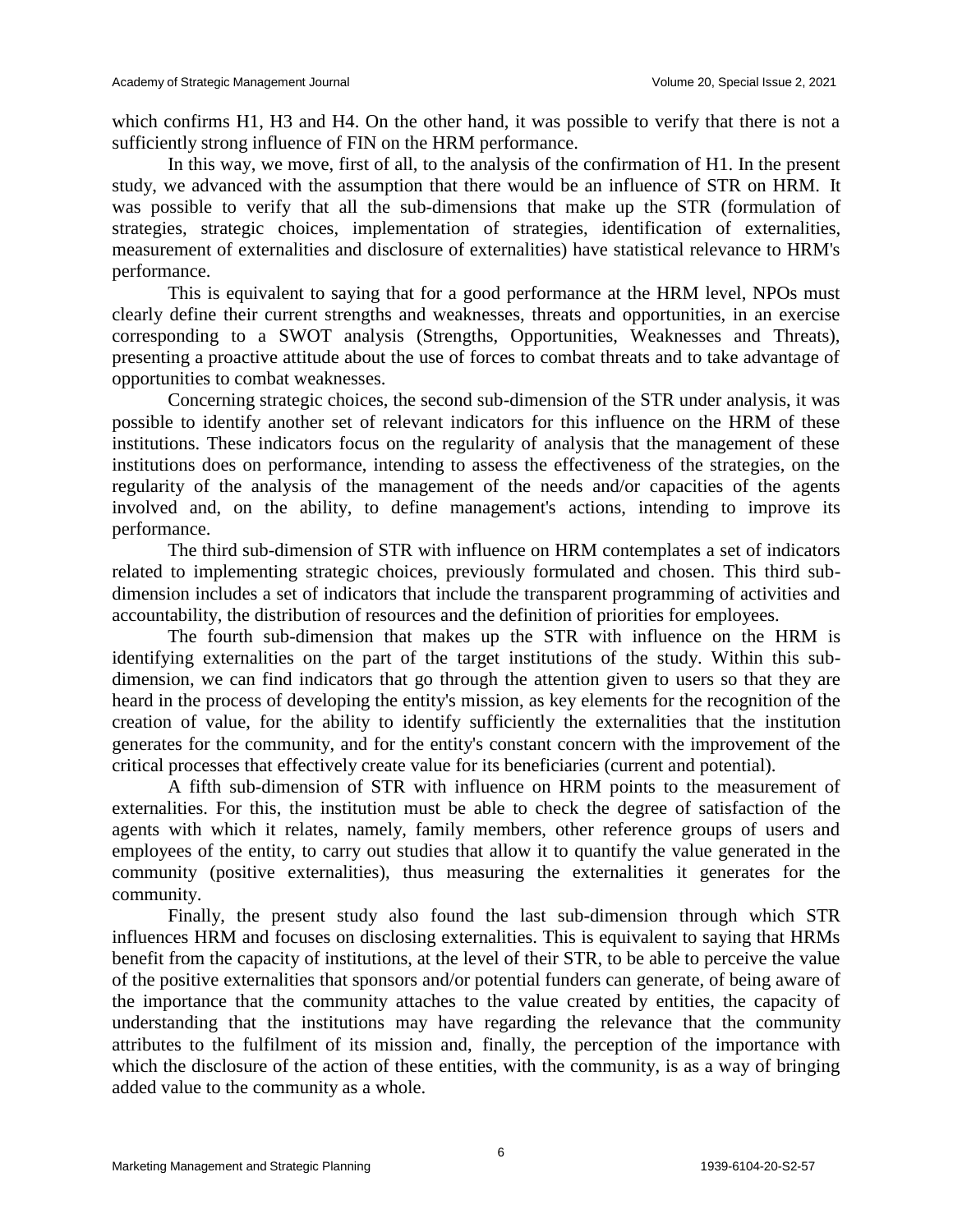which confirms H1, H3 and H4. On the other hand, it was possible to verify that there is not a sufficiently strong influence of FIN on the HRM performance.

In this way, we move, first of all, to the analysis of the confirmation of H1. In the present study, we advanced with the assumption that there would be an influence of STR on HRM. It was possible to verify that all the sub-dimensions that make up the STR (formulation of strategies, strategic choices, implementation of strategies, identification of externalities, measurement of externalities and disclosure of externalities) have statistical relevance to HRM's performance.

This is equivalent to saying that for a good performance at the HRM level, NPOs must clearly define their current strengths and weaknesses, threats and opportunities, in an exercise corresponding to a SWOT analysis (Strengths, Opportunities, Weaknesses and Threats), presenting a proactive attitude about the use of forces to combat threats and to take advantage of opportunities to combat weaknesses.

Concerning strategic choices, the second sub-dimension of the STR under analysis, it was possible to identify another set of relevant indicators for this influence on the HRM of these institutions. These indicators focus on the regularity of analysis that the management of these institutions does on performance, intending to assess the effectiveness of the strategies, on the regularity of the analysis of the management of the needs and/or capacities of the agents involved and, on the ability, to define management's actions, intending to improve its performance.

The third sub-dimension of STR with influence on HRM contemplates a set of indicators related to implementing strategic choices, previously formulated and chosen. This third sub-dimension includes a set of indicators that include the transparent programming of activities and accountability, the distribution of resources and the definition of priorities for employees.

The fourth sub-dimension that makes up the STR with influence on the HRM is identifying externalities on the part of the target institutions of the study. Within this sub-dimension, we can find indicators that go through the attention given to users so that they are heard in the process of developing the entity's mission, as key elements for the recognition of the creation of value, for the ability to identify sufficiently the externalities that the institution generates for the community, and for the entity's constant concern with the improvement of the critical processes that effectively create value for its beneficiaries (current and potential).

A fifth sub-dimension of STR with influence on HRM points to the measurement of externalities. For this, the institution must be able to check the degree of satisfaction of the agents with which it relates, namely, family members, other reference groups of users and employees of the entity, to carry out studies that allow it to quantify the value generated in the community (positive externalities), thus measuring the externalities it generates for the community.

Finally, the present study also found the last sub-dimension through which STR influences HRM and focuses on disclosing externalities. This is equivalent to saying that HRMs benefit from the capacity of institutions, at the level of their STR, to be able to perceive the value of the positive externalities that sponsors and/or potential funders can generate, of being aware of the importance that the community attaches to the value created by entities, the capacity of understanding that the institutions may have regarding the relevance that the community attributes to the fulfilment of its mission and, finally, the perception of the importance with which the disclosure of the action of these entities, with the community, is as a way of bringing added value to the community as a whole.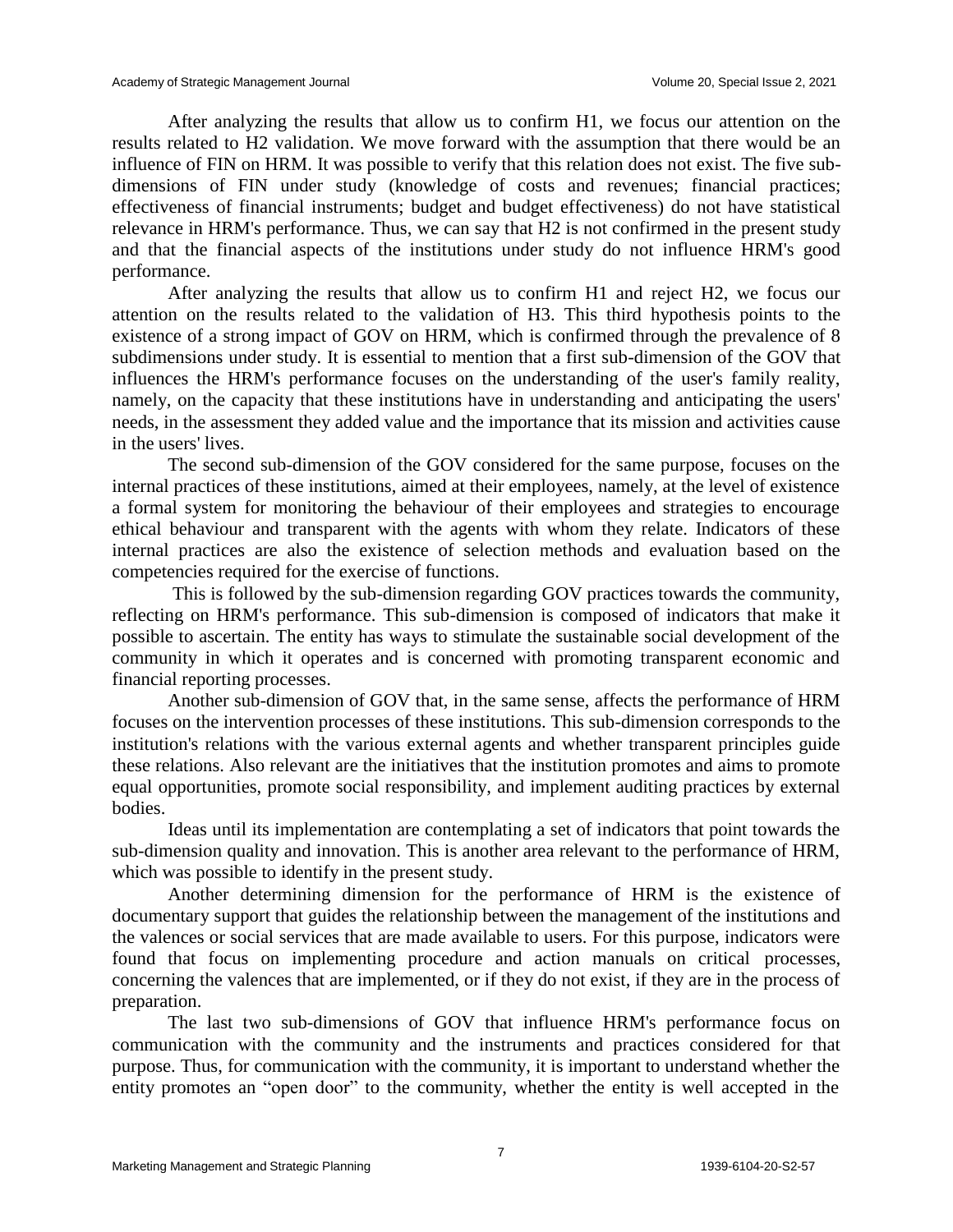After analyzing the results that allow us to confirm H1, we focus our attention on the results related to H2 validation. We move forward with the assumption that there would be an influence of FIN on HRM. It was possible to verify that this relation does not exist. The five sub-dimensions of FIN under study (knowledge of costs and revenues; financial practices; effectiveness of financial instruments; budget and budget effectiveness) do not have statistical relevance in HRM's performance. Thus, we can say that H2 is not confirmed in the present study and that the financial aspects of the institutions under study do not influence HRM's good performance.

After analyzing the results that allow us to confirm H1 and reject H2, we focus our attention on the results related to the validation of H3. This third hypothesis points to the existence of a strong impact of GOV on HRM, which is confirmed through the prevalence of 8 subdimensions under study. It is essential to mention that a first sub-dimension of the GOV that influences the HRM's performance focuses on the understanding of the user's family reality, namely, on the capacity that these institutions have in understanding and anticipating the users' needs, in the assessment they added value and the importance that its mission and activities cause in the users' lives.

The second sub-dimension of the GOV considered for the same purpose, focuses on the internal practices of these institutions, aimed at their employees, namely, at the level of existence a formal system for monitoring the behaviour of their employees and strategies to encourage ethical behaviour and transparent with the agents with whom they relate. Indicators of these internal practices are also the existence of selection methods and evaluation based on the competencies required for the exercise of functions.

This is followed by the sub-dimension regarding GOV practices towards the community, reflecting on HRM's performance. This sub-dimension is composed of indicators that make it possible to ascertain. The entity has ways to stimulate the sustainable social development of the community in which it operates and is concerned with promoting transparent economic and financial reporting processes.

Another sub-dimension of GOV that, in the same sense, affects the performance of HRM focuses on the intervention processes of these institutions. This sub-dimension corresponds to the institution's relations with the various external agents and whether transparent principles guide these relations. Also relevant are the initiatives that the institution promotes and aims to promote equal opportunities, promote social responsibility, and implement auditing practices by external bodies.

Ideas until its implementation are contemplating a set of indicators that point towards the sub-dimension quality and innovation. This is another area relevant to the performance of HRM, which was possible to identify in the present study.

Another determining dimension for the performance of HRM is the existence of documentary support that guides the relationship between the management of the institutions and the valences or social services that are made available to users. For this purpose, indicators were found that focus on implementing procedure and action manuals on critical processes, concerning the valences that are implemented, or if they do not exist, if they are in the process of preparation.

The last two sub-dimensions of GOV that influence HRM's performance focus on communication with the community and the instruments and practices considered for that purpose. Thus, for communication with the community, it is important to understand whether the entity promotes an "open door" to the community, whether the entity is well accepted in the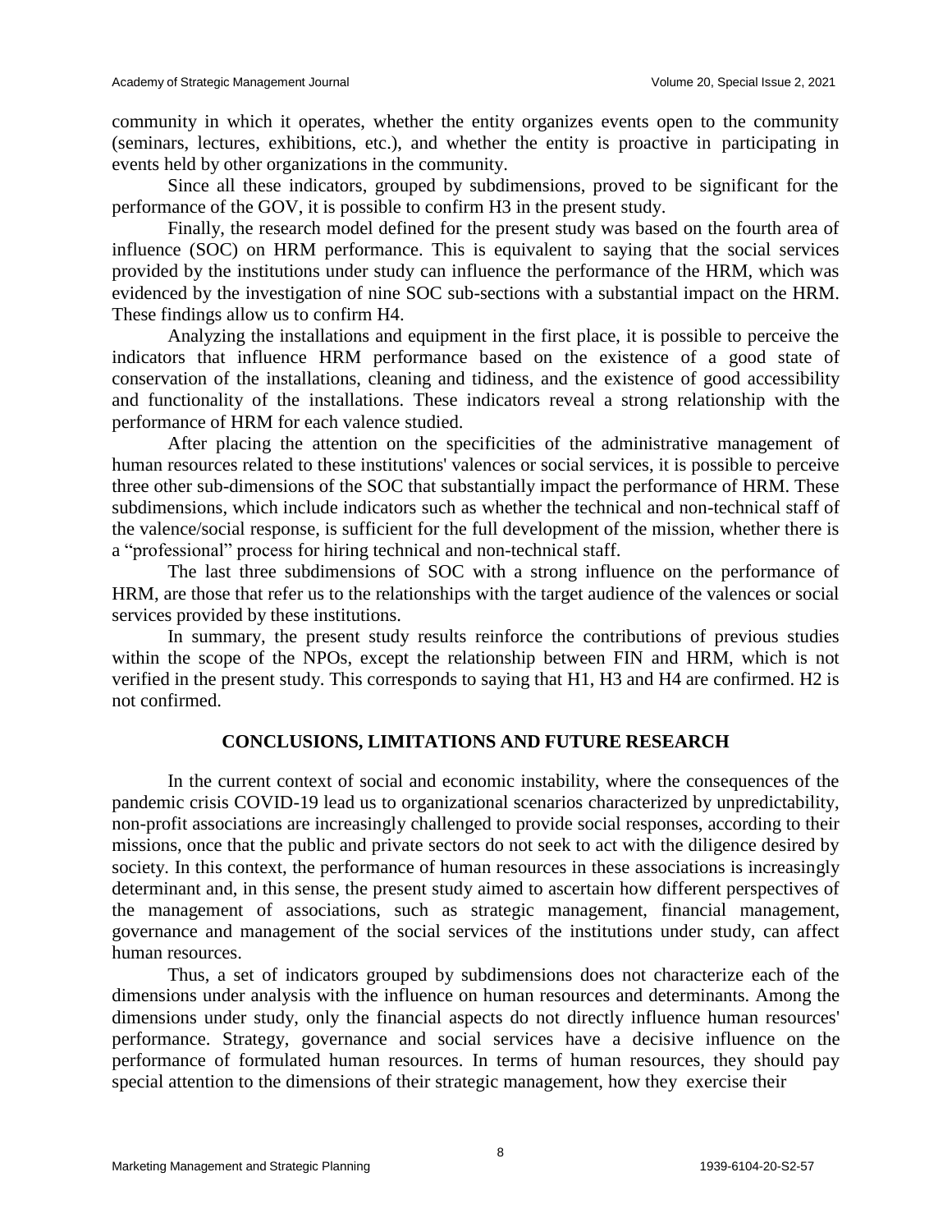community in which it operates, whether the entity organizes events open to the community (seminars, lectures, exhibitions, etc.), and whether the entity is proactive in participating in events held by other organizations in the community.

Since all these indicators, grouped by subdimensions, proved to be significant for the performance of the GOV, it is possible to confirm H3 in the present study.

Finally, the research model defined for the present study was based on the fourth area of influence (SOC) on HRM performance. This is equivalent to saying that the social services provided by the institutions under study can influence the performance of the HRM, which was evidenced by the investigation of nine SOC sub-sections with a substantial impact on the HRM. These findings allow us to confirm H4.

Analyzing the installations and equipment in the first place, it is possible to perceive the indicators that influence HRM performance based on the existence of a good state of conservation of the installations, cleaning and tidiness, and the existence of good accessibility and functionality of the installations. These indicators reveal a strong relationship with the performance of HRM for each valence studied.

After placing the attention on the specificities of the administrative management of human resources related to these institutions' valences or social services, it is possible to perceive three other sub-dimensions of the SOC that substantially impact the performance of HRM. These subdimensions, which include indicators such as whether the technical and non-technical staff of the valence/social response, is sufficient for the full development of the mission, whether there is a "professional" process for hiring technical and non-technical staff.

The last three subdimensions of SOC with a strong influence on the performance of HRM, are those that refer us to the relationships with the target audience of the valences or social services provided by these institutions.

In summary, the present study results reinforce the contributions of previous studies within the scope of the NPOs, except the relationship between FIN and HRM, which is not verified in the present study. This corresponds to saying that H1, H3 and H4 are confirmed. H2 is not confirmed.

## CONCLUSIONS, LIMITATIONS AND FUTURE RESEARCH

In the current context of social and economic instability, where the consequences of the pandemic crisis COVID-19 lead us to organizational scenarios characterized by unpredictability, non-profit associations are increasingly challenged to provide social responses, according to their missions, once that the public and private sectors do not seek to act with the diligence desired by society. In this context, the performance of human resources in these associations is increasingly determinant and, in this sense, the present study aimed to ascertain how different perspectives of the management of associations, such as strategic management, financial management, governance and management of the social services of the institutions under study, can affect human resources.

Thus, a set of indicators grouped by subdimensions does not characterize each of the dimensions under analysis with the influence on human resources and determinants. Among the dimensions under study, only the financial aspects do not directly influence human resources' performance. Strategy, governance and social services have a decisive influence on the performance of formulated human resources. In terms of human resources, they should pay special attention to the dimensions of their strategic management, how they exercise their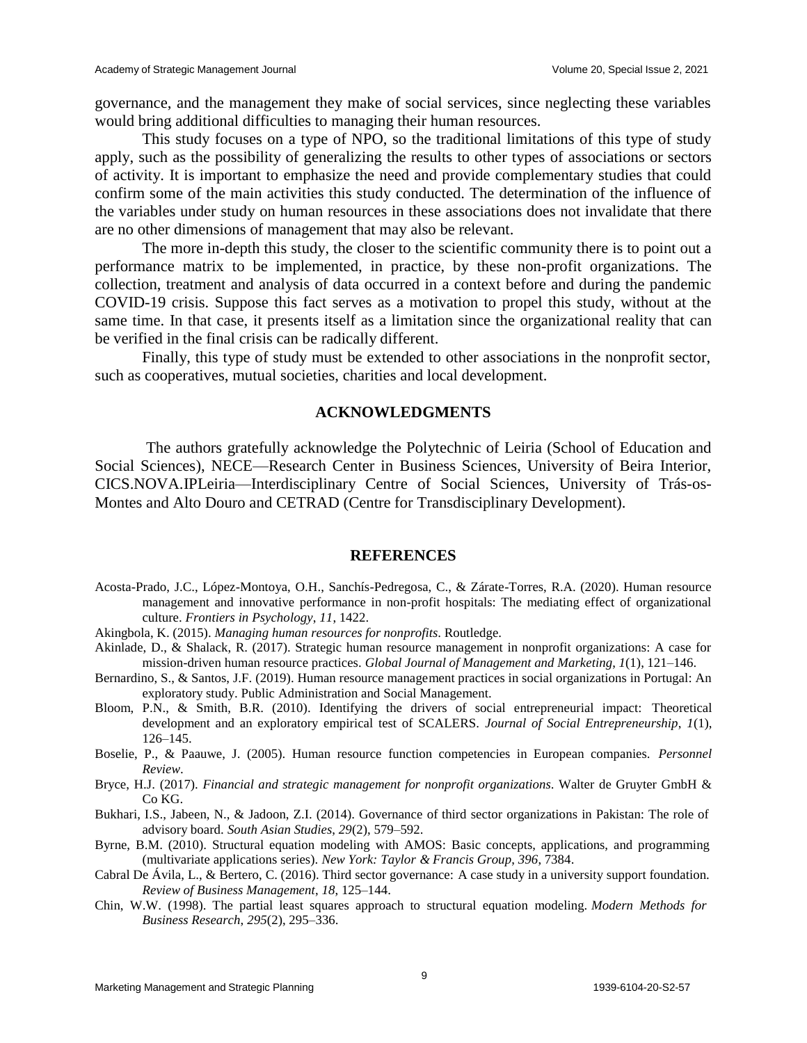governance, and the management they make of social services, since neglecting these variables would bring additional difficulties to managing their human resources.

This study focuses on a type of NPO, so the traditional limitations of this type of study apply, such as the possibility of generalizing the results to other types of associations or sectors of activity. It is important to emphasize the need and provide complementary studies that could confirm some of the main activities this study conducted. The determination of the influence of the variables under study on human resources in these associations does not invalidate that there are no other dimensions of management that may also be relevant.

The more in-depth this study, the closer to the scientific community there is to point out a performance matrix to be implemented, in practice, by these non-profit organizations. The collection, treatment and analysis of data occurred in a context before and during the pandemic COVID-19 crisis. Suppose this fact serves as a motivation to propel this study, without at the same time. In that case, it presents itself as a limitation since the organizational reality that can be verified in the final crisis can be radically different.

Finally, this type of study must be extended to other associations in the nonprofit sector, such as cooperatives, mutual societies, charities and local development.

## ACKNOWLEDGMENTS

The authors gratefully acknowledge the Polytechnic of Leiria (School of Education and Social Sciences), NECE—Research Center in Business Sciences, University of Beira Interior, CICS.NOVA.IPLeiria—Interdisciplinary Centre of Social Sciences, University of Trás-os-Montes and Alto Douro and CETRAD (Centre for Transdisciplinary Development).

## REFERENCES

Acosta-Prado, J.C., López-Montoya, O.H., Sanchís-Pedregosa, C., & Zárate-Torres, R.A. (2020). Human resource management and innovative performance in non-profit hospitals: The mediating effect of organizational culture. *Frontiers in Psychology*, *11*, 1422.

Akingbola, K. (2015). *Managing human resources for nonprofits*. Routledge.

Akinlade, D., & Shalack, R. (2017). Strategic human resource management in nonprofit organizations: A case for mission-driven human resource practices. *Global Journal of Management and Marketing*, *1*(1), 121–146.

Bernardino, S., & Santos, J.F. (2019). Human resource management practices in social organizations in Portugal: An exploratory study. Public Administration and Social Management.

Bloom, P.N., & Smith, B.R. (2010). Identifying the drivers of social entrepreneurial impact: Theoretical development and an exploratory empirical test of SCALERS. *Journal of Social Entrepreneurship*, *1*(1), 126–145.

Boselie, P., & Paauwe, J. (2005). Human resource function competencies in European companies. *Personnel Review*.

Bryce, H.J. (2017). *Financial and strategic management for nonprofit organizations*. Walter de Gruyter GmbH & Co KG.

Bukhari, I.S., Jabeen, N., & Jadoon, Z.I. (2014). Governance of third sector organizations in Pakistan: The role of advisory board. *South Asian Studies*, *29*(2), 579–592.

Byrne, B.M. (2010). Structural equation modeling with AMOS: Basic concepts, applications, and programming (multivariate applications series). *New York: Taylor & Francis Group*, *396*, 7384.

Cabral De Ávila, L., & Bertero, C. (2016). Third sector governance: A case study in a university support foundation. *Review of Business Management*, *18*, 125–144.

Chin, W.W. (1998). The partial least squares approach to structural equation modeling. *Modern Methods for Business Research*, *295*(2), 295–336.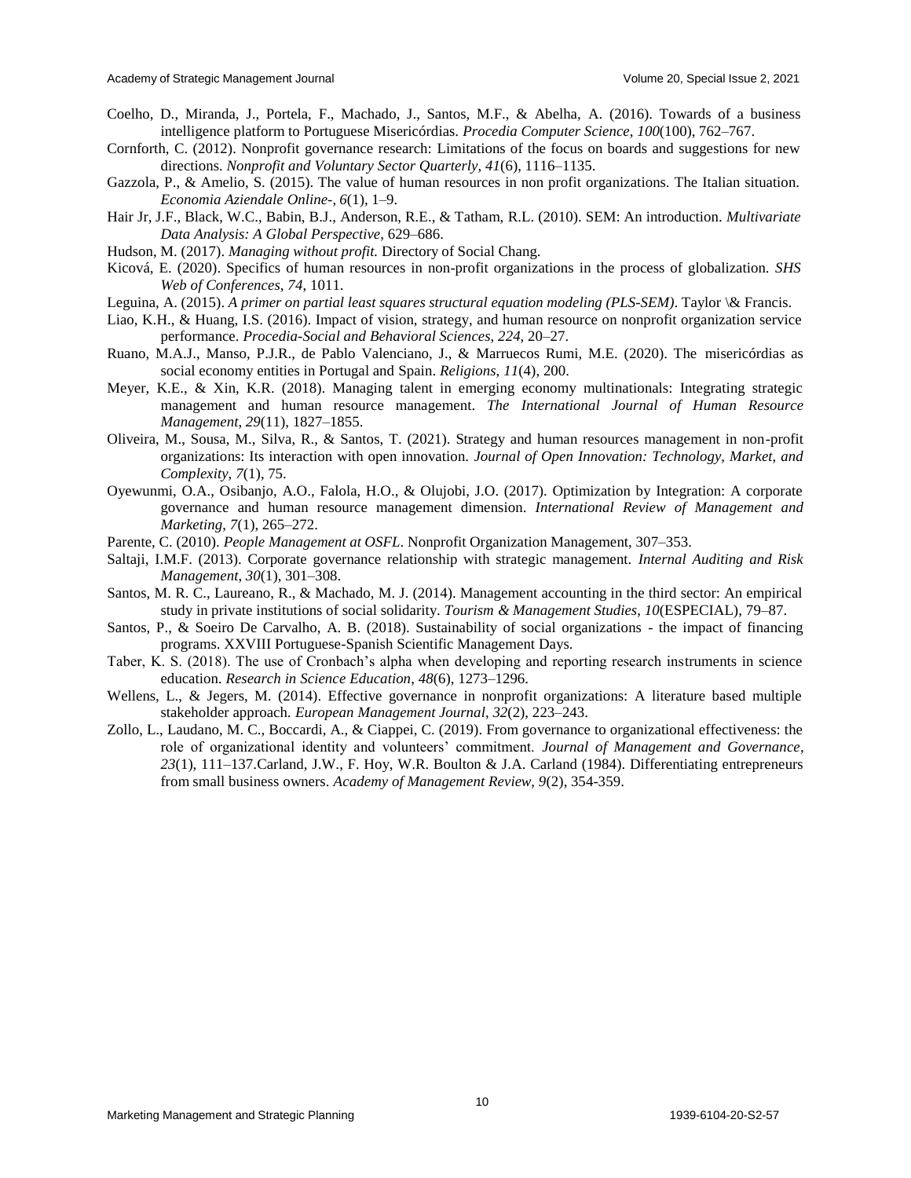Coelho, D., Miranda, J., Portela, F., Machado, J., Santos, M.F., & Abelha, A. (2016). Towards of a business intelligence platform to Portuguese Misericórdias. *Procedia Computer Science, 100*(100), 762–767.

Cornforth, C. (2012). Nonprofit governance research: Limitations of the focus on boards and suggestions for new directions. *Nonprofit and Voluntary Sector Quarterly*, *41*(6), 1116–1135.

Gazzola, P., & Amelio, S. (2015). The value of human resources in non profit organizations. The Italian situation. *Economia Aziendale Online-*, *6*(1), 1–9.

Hair Jr, J.F., Black, W.C., Babin, B.J., Anderson, R.E., & Tatham, R.L. (2010). SEM: An introduction. *Multivariate Data Analysis: A Global Perspective*, 629–686.

Hudson, M. (2017). *Managing without profit.* Directory of Social Chang.

Kicová, E. (2020). Specifics of human resources in non-profit organizations in the process of globalization. *SHS Web of Conferences*, *74*, 1011.

Leguina, A. (2015). *A primer on partial least squares structural equation modeling (PLS-SEM)*. Taylor \& Francis.

Liao, K.H., & Huang, I.S. (2016). Impact of vision, strategy, and human resource on nonprofit organization service performance. *Procedia-Social and Behavioral Sciences*, *224*, 20–27.

Ruano, M.A.J., Manso, P.J.R., de Pablo Valenciano, J., & Marruecos Rumi, M.E. (2020). The misericórdias as social economy entities in Portugal and Spain. *Religions*, *11*(4), 200.

Meyer, K.E., & Xin, K.R. (2018). Managing talent in emerging economy multinationals: Integrating strategic management and human resource management. *The International Journal of Human Resource Management*, *29*(11), 1827–1855.

Oliveira, M., Sousa, M., Silva, R., & Santos, T. (2021). Strategy and human resources management in non-profit organizations: Its interaction with open innovation. *Journal of Open Innovation: Technology, Market, and Complexity*, *7*(1), 75.

Oyewunmi, O.A., Osibanjo, A.O., Falola, H.O., & Olujobi, J.O. (2017). Optimization by Integration: A corporate governance and human resource management dimension. *International Review of Management and Marketing*, *7*(1), 265–272.

Parente, C. (2010). *People Management at OSFL*. Nonprofit Organization Management, 307–353.

Saltaji, I.M.F. (2013). Corporate governance relationship with strategic management. *Internal Auditing and Risk Management*, *30*(1), 301–308.

Santos, M. R. C., Laureano, R., & Machado, M. J. (2014). Management accounting in the third sector: An empirical study in private institutions of social solidarity. *Tourism & Management Studies*, *10*(ESPECIAL), 79–87.

Santos, P., & Soeiro De Carvalho, A. B. (2018). Sustainability of social organizations - the impact of financing programs. XXVIII Portuguese-Spanish Scientific Management Days.

Taber, K. S. (2018). The use of Cronbach's alpha when developing and reporting research instruments in science education. *Research in Science Education*, *48*(6), 1273–1296.

Wellens, L., & Jegers, M. (2014). Effective governance in nonprofit organizations: A literature based multiple stakeholder approach. *European Management Journal*, *32*(2), 223–243.

Zollo, L., Laudano, M. C., Boccardi, A., & Ciappei, C. (2019). From governance to organizational effectiveness: the role of organizational identity and volunteers' commitment. *Journal of Management and Governance*, *23*(1), 111–137.Carland, J.W., F. Hoy, W.R. Boulton & J.A. Carland (1984). Differentiating entrepreneurs from small business owners. *Academy of Management Review, 9*(2), 354-359.